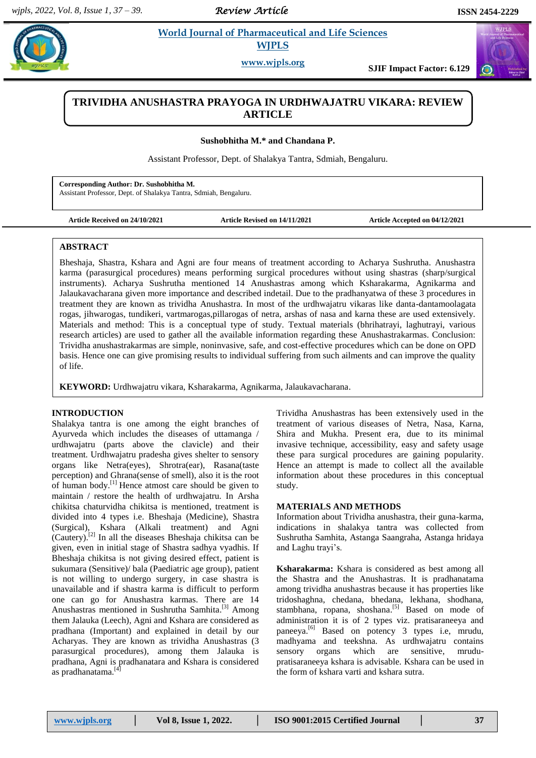# TRIVIDHA ANUSHASTRA PRAYOGA IN URDHWAJATRU VIKARA: REVIEW ARTICLE

**Sushobhitha M.\* and Chandana P.**

Assistant Professor, Dept. of Shalakya Tantra, Sdmiah, Bengaluru.

**Corresponding Author: Dr. Sushobhitha M.**
Assistant Professor, Dept. of Shalakya Tantra, Sdmiah, Bengaluru.

**Article Received on 24/10/2021** **Article Revised on 14/11/2021** **Article Accepted on 04/12/2021**

## ABSTRACT

Bheshaja, Shastra, Kshara and Agni are four means of treatment according to Acharya Sushrutha. Anushastra karma (parasurgical procedures) means performing surgical procedures without using shastras (sharp/surgical instruments). Acharya Sushrutha mentioned 14 Anushastras among which Ksharakarma, Agnikarma and Jalaukavacharana given more importance and described indetail. Due to the pradhanyatwa of these 3 procedures in treatment they are known as trividha Anushastra. In most of the urdhwajatru vikaras like danta-dantamoolagata rogas, jihwarogas, tundikeri, vartmarogas,pillarogas of netra, arshas of nasa and karna these are used extensively. Materials and method: This is a conceptual type of study. Textual materials (bhrihatrayi, laghutrayi, various research articles) are used to gather all the available information regarding these Anushastrakarmas. Conclusion: Trividha anushastrakarmas are simple, noninvasive, safe, and cost-effective procedures which can be done on OPD basis. Hence one can give promising results to individual suffering from such ailments and can improve the quality of life.

**KEYWORD:** Urdhwajatru vikara, Ksharakarma, Agnikarma, Jalaukavacharana.

## INTRODUCTION

Shalakya tantra is one among the eight branches of Ayurveda which includes the diseases of uttamanga / urdhwajatru (parts above the clavicle) and their treatment. Urdhwajatru pradesha gives shelter to sensory organs like Netra(eyes), Shrotra(ear), Rasana(taste perception) and Ghrana(sense of smell), also it is the root of human body.[1] Hence atmost care should be given to maintain / restore the health of urdhwajatru. In Arsha chikitsa chaturvidha chikitsa is mentioned, treatment is divided into 4 types i.e. Bheshaja (Medicine), Shastra (Surgical), Kshara (Alkali treatment) and Agni (Cautery).[2] In all the diseases Bheshaja chikitsa can be given, even in initial stage of Shastra sadhya vyadhis. If Bheshaja chikitsa is not giving desired effect, patient is sukumara (Sensitive)/ bala (Paediatric age group), patient is not willing to undergo surgery, in case shastra is unavailable and if shastra karma is difficult to perform one can go for Anushastra karmas. There are 14 Anushastras mentioned in Sushrutha Samhita.[3] Among them Jalauka (Leech), Agni and Kshara are considered as pradhana (Important) and explained in detail by our Acharyas. They are known as trividha Anushastras (3 parasurgical procedures), among them Jalauka is pradhana, Agni is pradhanatara and Kshara is considered as pradhanatama.[4]

Trividha Anushastras has been extensively used in the treatment of various diseases of Netra, Nasa, Karna, Shira and Mukha. Present era, due to its minimal invasive technique, accessibility, easy and safety usage these para surgical procedures are gaining popularity. Hence an attempt is made to collect all the available information about these procedures in this conceptual study.

## MATERIALS AND METHODS

Information about Trividha anushastra, their guna-karma, indications in shalakya tantra was collected from Sushrutha Samhita, Astanga Saangraha, Astanga hridaya and Laghu trayi's.

**Ksharakarma:** Kshara is considered as best among all the Shastra and the Anushastras. It is pradhanatama among trividha anushastras because it has properties like tridoshaghna, chedana, bhedana, lekhana, shodhana, stambhana, ropana, shoshana.[5] Based on mode of administration it is of 2 types viz. pratisaraneeya and paneeya.[6] Based on potency 3 types i.e, mrudu, madhyama and teekshna. As urdhwajatru contains sensory organs which are sensitive, mrudu-pratisaraneeya kshara is advisable. Kshara can be used in the form of kshara varti and kshara sutra.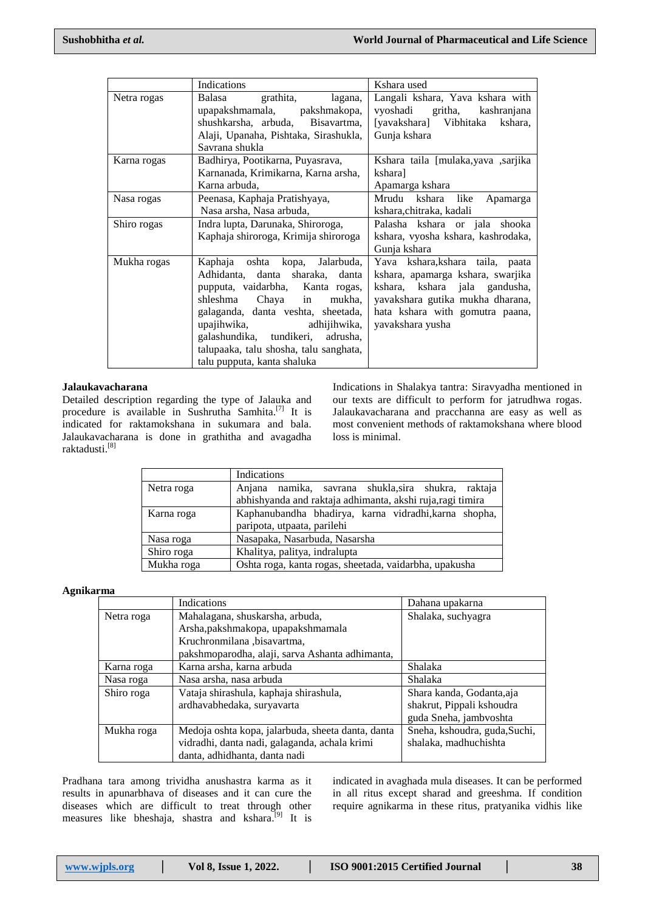|  | Indications | Kshara used |
|---|---|---|
| Netra rogas | Balasa grathita, lagana, upapakshmamala, pakshmakopa, shushkarsha, arbuda, Bisavartma, Alaji, Upanaha, Pishtaka, Sirashukla, Savrana shukla | Langali kshara, Yava kshara with vyoshadi gritha, kashranjana [yavakshara] Vibhitaka kshara, Gunja kshara |
| Karna rogas | Badhirya, Pootikarna, Puyasrava, Karnanada, Krimikarna, Karna arsha, Karna arbuda, | Kshara taila [mulaka,yava ,sarjika kshara] Apamarga kshara |
| Nasa rogas | Peenasa, Kaphaja Pratishyaya, Nasa arsha, Nasa arbuda, | Mrudu kshara like Apamarga kshara,chitraka, kadali |
| Shiro rogas | Indra lupta, Darunaka, Shiroroga, Kaphaja shiroroga, Krimija shiroroga | Palasha kshara or jala shooka kshara, vyosha kshara, kashrodaka, Gunja kshara |
| Mukha rogas | Kaphaja oshta kopa, Jalarbuda, Adhidanta, danta sharaka, danta pupputa, vaidarbha, Kanta rogas, shleshma Chaya in mukha, galaganda, danta veshta, sheetada, upajihwika, adhijihwika, galashundika, tundikeri, adrusha, talupaaka, talu shosha, talu sanghata, talu pupputa, kanta shaluka | Yava kshara,kshara taila, paata kshara, apamarga kshara, swarjika kshara, kshara jala gandusha, yavakshara gutika mukha dharana, hata kshara with gomutra paana, yavakshara yusha |

**Jalaukavacharana**

Detailed description regarding the type of Jalauka and procedure is available in Sushrutha Samhita.[7] It is indicated for raktamokshana in sukumara and bala. Jalaukavacharana is done in grathitha and avagadha raktadusti.[8]

Indications in Shalakya tantra: Siravyadha mentioned in our texts are difficult to perform for jatrudhwa rogas. Jalaukavacharana and pracchanna are easy as well as most convenient methods of raktamokshana where blood loss is minimal.

|  | Indications |
|---|---|
| Netra roga | Anjana namika, savrana shukla,sira shukra, raktaja abhishyanda and raktaja adhimanta, akshi ruja,ragi timira |
| Karna roga | Kaphanubandha bhadirya, karna vidradhi,karna shopha, paripota, utpaata, parilehi |
| Nasa roga | Nasapaka, Nasarbuda, Nasarsha |
| Shiro roga | Khalitya, palitya, indralupta |
| Mukha roga | Oshta roga, kanta rogas, sheetada, vaidarbha, upakusha |

**Agnikarma**

|  | Indications | Dahana upakarna |
|---|---|---|
| Netra roga | Mahalagana, shuskarsha, arbuda, Arsha,pakshmakopa, upapakshmamala Kruchronmilana ,bisavartma, pakshmoparodha, alaji, sarva Ashanta adhimanta, | Shalaka, suchyagra |
| Karna roga | Karna arsha, karna arbuda | Shalaka |
| Nasa roga | Nasa arsha, nasa arbuda | Shalaka |
| Shiro roga | Vataja shirashula, kaphaja shirashula, ardhavabhedaka, suryavarta | Shara kanda, Godanta,aja shakrut, Pippali kshoudra guda Sneha, jambvoshta |
| Mukha roga | Medoja oshta kopa, jalarbuda, sheeta danta, danta vidradhi, danta nadi, galaganda, achala krimi danta, adhidhanta, danta nadi | Sneha, kshoudra, guda,Suchi, shalaka, madhuchishta |

Pradhana tara among trividha anushastra karma as it results in apunarbhava of diseases and it can cure the diseases which are difficult to treat through other measures like bheshaja, shastra and kshara.[9] It is indicated in avaghada mula diseases. It can be performed in all ritus except sharad and greeshma. If condition require agnikarma in these ritus, pratyanika vidhis like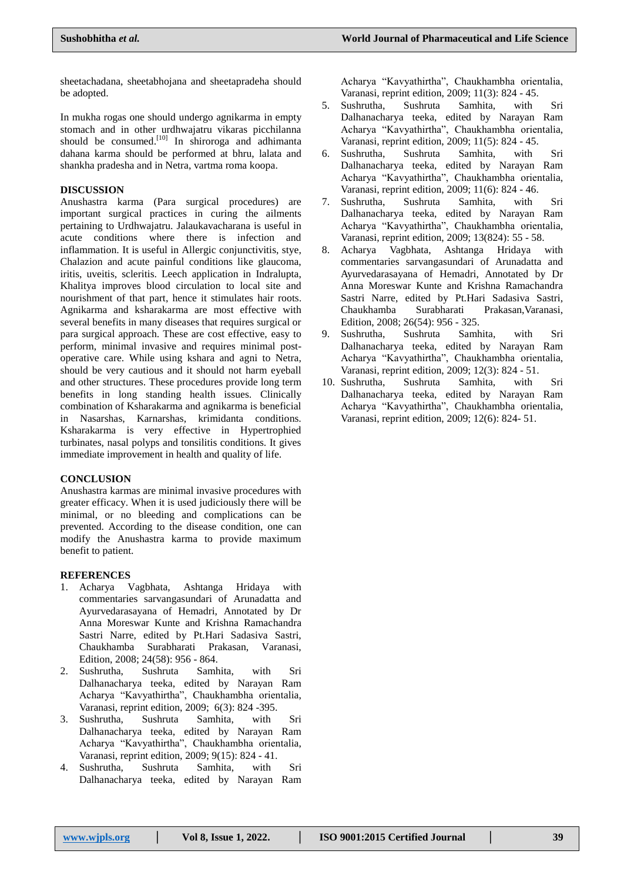sheetachadana, sheetabhojana and sheetapradeha should be adopted.

In mukha rogas one should undergo agnikarma in empty stomach and in other urdhwajatru vikaras picchilanna should be consumed.[10] In shiroroga and adhimanta dahana karma should be performed at bhru, lalata and shankha pradesha and in Netra, vartma roma koopa.

## DISCUSSION

Anushastra karma (Para surgical procedures) are important surgical practices in curing the ailments pertaining to Urdhwajatru. Jalaukavacharana is useful in acute conditions where there is infection and inflammation. It is useful in Allergic conjunctivitis, stye, Chalazion and acute painful conditions like glaucoma, iritis, uveitis, scleritis. Leech application in Indralupta, Khalitya improves blood circulation to local site and nourishment of that part, hence it stimulates hair roots. Agnikarma and ksharakarma are most effective with several benefits in many diseases that requires surgical or para surgical approach. These are cost effective, easy to perform, minimal invasive and requires minimal post-operative care. While using kshara and agni to Netra, should be very cautious and it should not harm eyeball and other structures. These procedures provide long term benefits in long standing health issues. Clinically combination of Ksharakarma and agnikarma is beneficial in Nasarshas, Karnarshas, krimidanta conditions. Ksharakarma is very effective in Hypertrophied turbinates, nasal polyps and tonsilitis conditions. It gives immediate improvement in health and quality of life.

## CONCLUSION

Anushastra karmas are minimal invasive procedures with greater efficacy. When it is used judiciously there will be minimal, or no bleeding and complications can be prevented. According to the disease condition, one can modify the Anushastra karma to provide maximum benefit to patient.

## REFERENCES

1. Acharya Vagbhata, Ashtanga Hridaya with commentaries sarvangasundari of Arunadatta and Ayurvedarasayana of Hemadri, Annotated by Dr Anna Moreswar Kunte and Krishna Ramachandra Sastri Narre, edited by Pt.Hari Sadasiva Sastri, Chaukhamba Surabharati Prakasan, Varanasi, Edition, 2008; 24(58): 956 - 864.
2. Sushrutha, Sushruta Samhita, with Sri Dalhanacharya teeka, edited by Narayan Ram Acharya "Kavyathirtha", Chaukhambha orientalia, Varanasi, reprint edition, 2009; 6(3): 824 -395.
3. Sushrutha, Sushruta Samhita, with Sri Dalhanacharya teeka, edited by Narayan Ram Acharya "Kavyathirtha", Chaukhambha orientalia, Varanasi, reprint edition, 2009; 9(15): 824 - 41.
4. Sushrutha, Sushruta Samhita, with Sri Dalhanacharya teeka, edited by Narayan Ram Acharya "Kavyathirtha", Chaukhambha orientalia, Varanasi, reprint edition, 2009; 11(3): 824 - 45.
5. Sushrutha, Sushruta Samhita, with Sri Dalhanacharya teeka, edited by Narayan Ram Acharya "Kavyathirtha", Chaukhambha orientalia, Varanasi, reprint edition, 2009; 11(5): 824 - 45.
6. Sushrutha, Sushruta Samhita, with Sri Dalhanacharya teeka, edited by Narayan Ram Acharya "Kavyathirtha", Chaukhambha orientalia, Varanasi, reprint edition, 2009; 11(6): 824 - 46.
7. Sushrutha, Sushruta Samhita, with Sri Dalhanacharya teeka, edited by Narayan Ram Acharya "Kavyathirtha", Chaukhambha orientalia, Varanasi, reprint edition, 2009; 13(824): 55 - 58.
8. Acharya Vagbhata, Ashtanga Hridaya with commentaries sarvangasundari of Arunadatta and Ayurvedarasayana of Hemadri, Annotated by Dr Anna Moreswar Kunte and Krishna Ramachandra Sastri Narre, edited by Pt.Hari Sadasiva Sastri, Chaukhamba Surabharati Prakasan,Varanasi, Edition, 2008; 26(54): 956 - 325.
9. Sushrutha, Sushruta Samhita, with Sri Dalhanacharya teeka, edited by Narayan Ram Acharya "Kavyathirtha", Chaukhambha orientalia, Varanasi, reprint edition, 2009; 12(3): 824 - 51.
10. Sushrutha, Sushruta Samhita, with Sri Dalhanacharya teeka, edited by Narayan Ram Acharya "Kavyathirtha", Chaukhambha orientalia, Varanasi, reprint edition, 2009; 12(6): 824- 51.